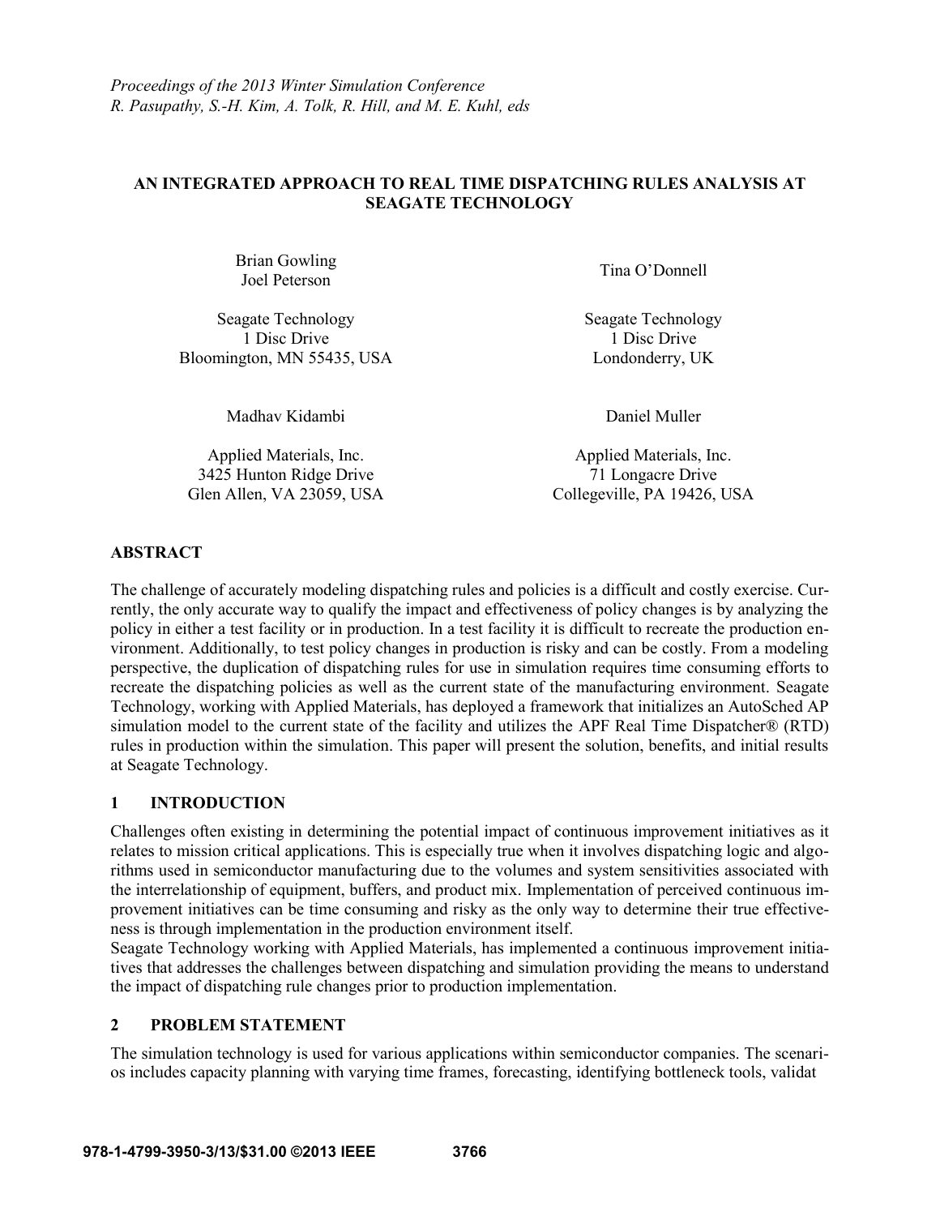*Proceedings of the 2013 Winter Simulation Conference*
*R. Pasupathy, S.-H. Kim, A. Tolk, R. Hill, and M. E. Kuhl, eds*

# AN INTEGRATED APPROACH TO REAL TIME DISPATCHING RULES ANALYSIS AT SEAGATE TECHNOLOGY

Brian Gowling
Joel Peterson

Seagate Technology
1 Disc Drive
Bloomington, MN 55435, USA

Tina O'Donnell

Seagate Technology
1 Disc Drive
Londonderry, UK

Madhav Kidambi

Applied Materials, Inc.
3425 Hunton Ridge Drive
Glen Allen, VA 23059, USA

Daniel Muller

Applied Materials, Inc.
71 Longacre Drive
Collegeville, PA 19426, USA

## ABSTRACT

The challenge of accurately modeling dispatching rules and policies is a difficult and costly exercise. Currently, the only accurate way to qualify the impact and effectiveness of policy changes is by analyzing the policy in either a test facility or in production. In a test facility it is difficult to recreate the production environment. Additionally, to test policy changes in production is risky and can be costly. From a modeling perspective, the duplication of dispatching rules for use in simulation requires time consuming efforts to recreate the dispatching policies as well as the current state of the manufacturing environment. Seagate Technology, working with Applied Materials, has deployed a framework that initializes an AutoSched AP simulation model to the current state of the facility and utilizes the APF Real Time Dispatcher® (RTD) rules in production within the simulation. This paper will present the solution, benefits, and initial results at Seagate Technology.

## 1 INTRODUCTION

Challenges often existing in determining the potential impact of continuous improvement initiatives as it relates to mission critical applications. This is especially true when it involves dispatching logic and algorithms used in semiconductor manufacturing due to the volumes and system sensitivities associated with the interrelationship of equipment, buffers, and product mix. Implementation of perceived continuous improvement initiatives can be time consuming and risky as the only way to determine their true effectiveness is through implementation in the production environment itself.

Seagate Technology working with Applied Materials, has implemented a continuous improvement initiatives that addresses the challenges between dispatching and simulation providing the means to understand the impact of dispatching rule changes prior to production implementation.

## 2 PROBLEM STATEMENT

The simulation technology is used for various applications within semiconductor companies. The scenarios includes capacity planning with varying time frames, forecasting, identifying bottleneck tools, validat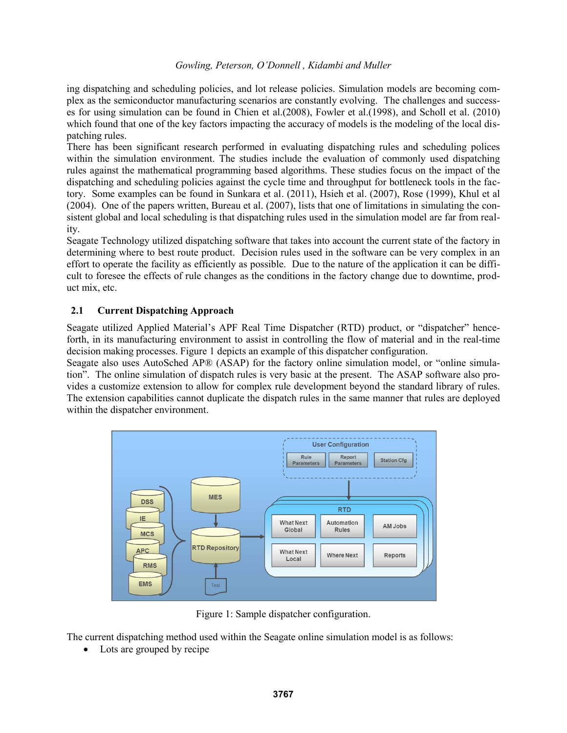ing dispatching and scheduling policies, and lot release policies. Simulation models are becoming complex as the semiconductor manufacturing scenarios are constantly evolving. The challenges and successes for using simulation can be found in Chien et al.(2008), Fowler et al.(1998), and Scholl et al. (2010) which found that one of the key factors impacting the accuracy of models is the modeling of the local dispatching rules.

There has been significant research performed in evaluating dispatching rules and scheduling polices within the simulation environment. The studies include the evaluation of commonly used dispatching rules against the mathematical programming based algorithms. These studies focus on the impact of the dispatching and scheduling policies against the cycle time and throughput for bottleneck tools in the factory. Some examples can be found in Sunkara et al. (2011), Hsieh et al. (2007), Rose (1999), Khul et al (2004). One of the papers written, Bureau et al. (2007), lists that one of limitations in simulating the consistent global and local scheduling is that dispatching rules used in the simulation model are far from reality.

Seagate Technology utilized dispatching software that takes into account the current state of the factory in determining where to best route product. Decision rules used in the software can be very complex in an effort to operate the facility as efficiently as possible. Due to the nature of the application it can be difficult to foresee the effects of rule changes as the conditions in the factory change due to downtime, product mix, etc.

## 2.1 Current Dispatching Approach

Seagate utilized Applied Material's APF Real Time Dispatcher (RTD) product, or "dispatcher" henceforth, in its manufacturing environment to assist in controlling the flow of material and in the real-time decision making processes. Figure 1 depicts an example of this dispatcher configuration.

Seagate also uses AutoSched AP® (ASAP) for the factory online simulation model, or "online simulation". The online simulation of dispatch rules is very basic at the present. The ASAP software also provides a customize extension to allow for complex rule development beyond the standard library of rules. The extension capabilities cannot duplicate the dispatch rules in the same manner that rules are deployed within the dispatcher environment.

Figure 1: Sample dispatcher configuration.

The current dispatching method used within the Seagate online simulation model is as follows:

- Lots are grouped by recipe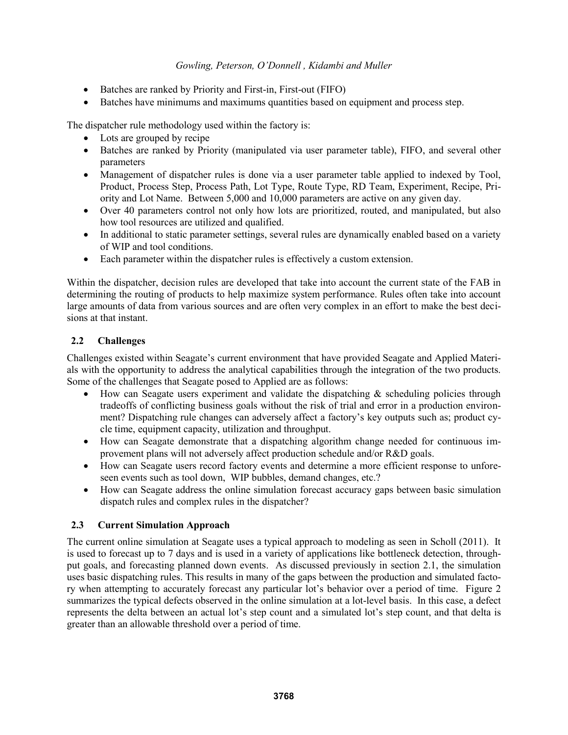- Batches are ranked by Priority and First-in, First-out (FIFO)
- Batches have minimums and maximums quantities based on equipment and process step.

The dispatcher rule methodology used within the factory is:

- Lots are grouped by recipe
- Batches are ranked by Priority (manipulated via user parameter table), FIFO, and several other parameters
- Management of dispatcher rules is done via a user parameter table applied to indexed by Tool, Product, Process Step, Process Path, Lot Type, Route Type, RD Team, Experiment, Recipe, Priority and Lot Name. Between 5,000 and 10,000 parameters are active on any given day.
- Over 40 parameters control not only how lots are prioritized, routed, and manipulated, but also how tool resources are utilized and qualified.
- In additional to static parameter settings, several rules are dynamically enabled based on a variety of WIP and tool conditions.
- Each parameter within the dispatcher rules is effectively a custom extension.

Within the dispatcher, decision rules are developed that take into account the current state of the FAB in determining the routing of products to help maximize system performance. Rules often take into account large amounts of data from various sources and are often very complex in an effort to make the best decisions at that instant.

## 2.2 Challenges

Challenges existed within Seagate's current environment that have provided Seagate and Applied Materials with the opportunity to address the analytical capabilities through the integration of the two products. Some of the challenges that Seagate posed to Applied are as follows:

- How can Seagate users experiment and validate the dispatching & scheduling policies through tradeoffs of conflicting business goals without the risk of trial and error in a production environment? Dispatching rule changes can adversely affect a factory's key outputs such as; product cycle time, equipment capacity, utilization and throughput.
- How can Seagate demonstrate that a dispatching algorithm change needed for continuous improvement plans will not adversely affect production schedule and/or R&D goals.
- How can Seagate users record factory events and determine a more efficient response to unforeseen events such as tool down, WIP bubbles, demand changes, etc.?
- How can Seagate address the online simulation forecast accuracy gaps between basic simulation dispatch rules and complex rules in the dispatcher?

## 2.3 Current Simulation Approach

The current online simulation at Seagate uses a typical approach to modeling as seen in Scholl (2011). It is used to forecast up to 7 days and is used in a variety of applications like bottleneck detection, throughput goals, and forecasting planned down events. As discussed previously in section 2.1, the simulation uses basic dispatching rules. This results in many of the gaps between the production and simulated factory when attempting to accurately forecast any particular lot's behavior over a period of time. Figure 2 summarizes the typical defects observed in the online simulation at a lot-level basis. In this case, a defect represents the delta between an actual lot's step count and a simulated lot's step count, and that delta is greater than an allowable threshold over a period of time.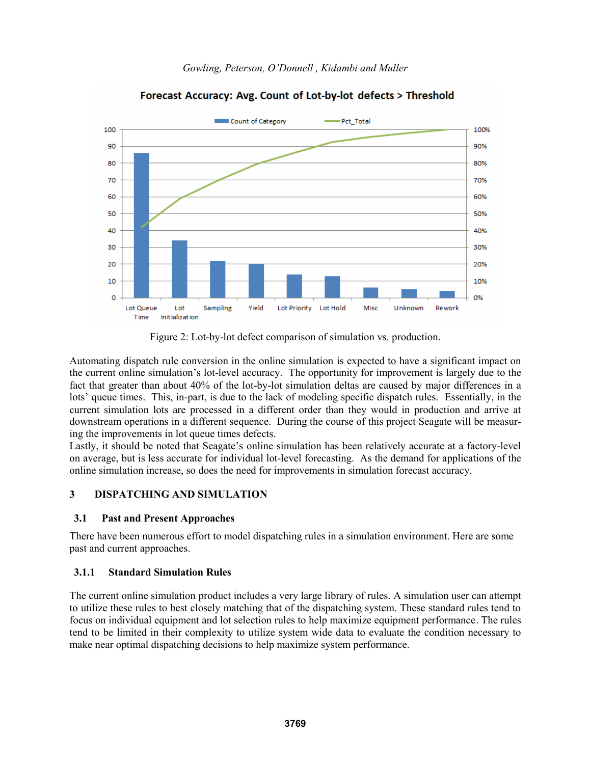Forecast Accuracy: Avg. Count of Lot-by-lot defects > Threshold

Count of Category
Pct_Total

100
90
80
70
60
50
40
30
20
10
0

100%
90%
80%
70%
60%
50%
40%
30%
20%
10%
0%

Lot Queue Time
Lot Initialization
Sampling
Yield
Lot Priority
Lot Hold
Misc
Unknown
Rework

Figure 2: Lot-by-lot defect comparison of simulation vs. production.

Automating dispatch rule conversion in the online simulation is expected to have a significant impact on the current online simulation's lot-level accuracy. The opportunity for improvement is largely due to the fact that greater than about 40% of the lot-by-lot simulation deltas are caused by major differences in a lots' queue times. This, in-part, is due to the lack of modeling specific dispatch rules. Essentially, in the current simulation lots are processed in a different order than they would in production and arrive at downstream operations in a different sequence. During the course of this project Seagate will be measuring the improvements in lot queue times defects.

Lastly, it should be noted that Seagate's online simulation has been relatively accurate at a factory-level on average, but is less accurate for individual lot-level forecasting. As the demand for applications of the online simulation increase, so does the need for improvements in simulation forecast accuracy.

## 3 DISPATCHING AND SIMULATION

### 3.1 Past and Present Approaches

There have been numerous effort to model dispatching rules in a simulation environment. Here are some past and current approaches.

#### 3.1.1 Standard Simulation Rules

The current online simulation product includes a very large library of rules. A simulation user can attempt to utilize these rules to best closely matching that of the dispatching system. These standard rules tend to focus on individual equipment and lot selection rules to help maximize equipment performance. The rules tend to be limited in their complexity to utilize system wide data to evaluate the condition necessary to make near optimal dispatching decisions to help maximize system performance.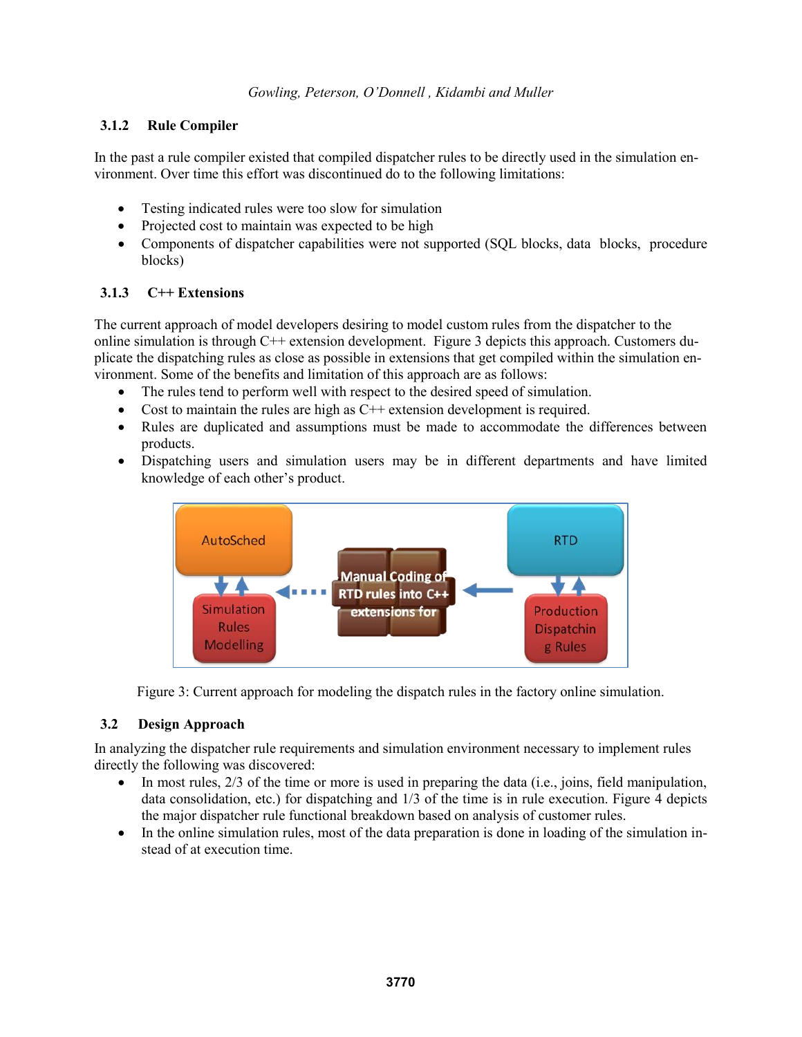### 3.1.2 Rule Compiler

In the past a rule compiler existed that compiled dispatcher rules to be directly used in the simulation environment. Over time this effort was discontinued do to the following limitations:

- Testing indicated rules were too slow for simulation
- Projected cost to maintain was expected to be high
- Components of dispatcher capabilities were not supported (SQL blocks, data blocks, procedure blocks)

### 3.1.3 C++ Extensions

The current approach of model developers desiring to model custom rules from the dispatcher to the online simulation is through C++ extension development. Figure 3 depicts this approach. Customers duplicate the dispatching rules as close as possible in extensions that get compiled within the simulation environment. Some of the benefits and limitation of this approach are as follows:

- The rules tend to perform well with respect to the desired speed of simulation.
- Cost to maintain the rules are high as C++ extension development is required.
- Rules are duplicated and assumptions must be made to accommodate the differences between products.
- Dispatching users and simulation users may be in different departments and have limited knowledge of each other's product.

AutoSched

Simulation Rules Modelling

Manual Coding of RTD rules into C++ extensions for

RTD

Production Dispatching Rules

Figure 3: Current approach for modeling the dispatch rules in the factory online simulation.

## 3.2 Design Approach

In analyzing the dispatcher rule requirements and simulation environment necessary to implement rules directly the following was discovered:

- In most rules, 2/3 of the time or more is used in preparing the data (i.e., joins, field manipulation, data consolidation, etc.) for dispatching and 1/3 of the time is in rule execution. Figure 4 depicts the major dispatcher rule functional breakdown based on analysis of customer rules.
- In the online simulation rules, most of the data preparation is done in loading of the simulation instead of at execution time.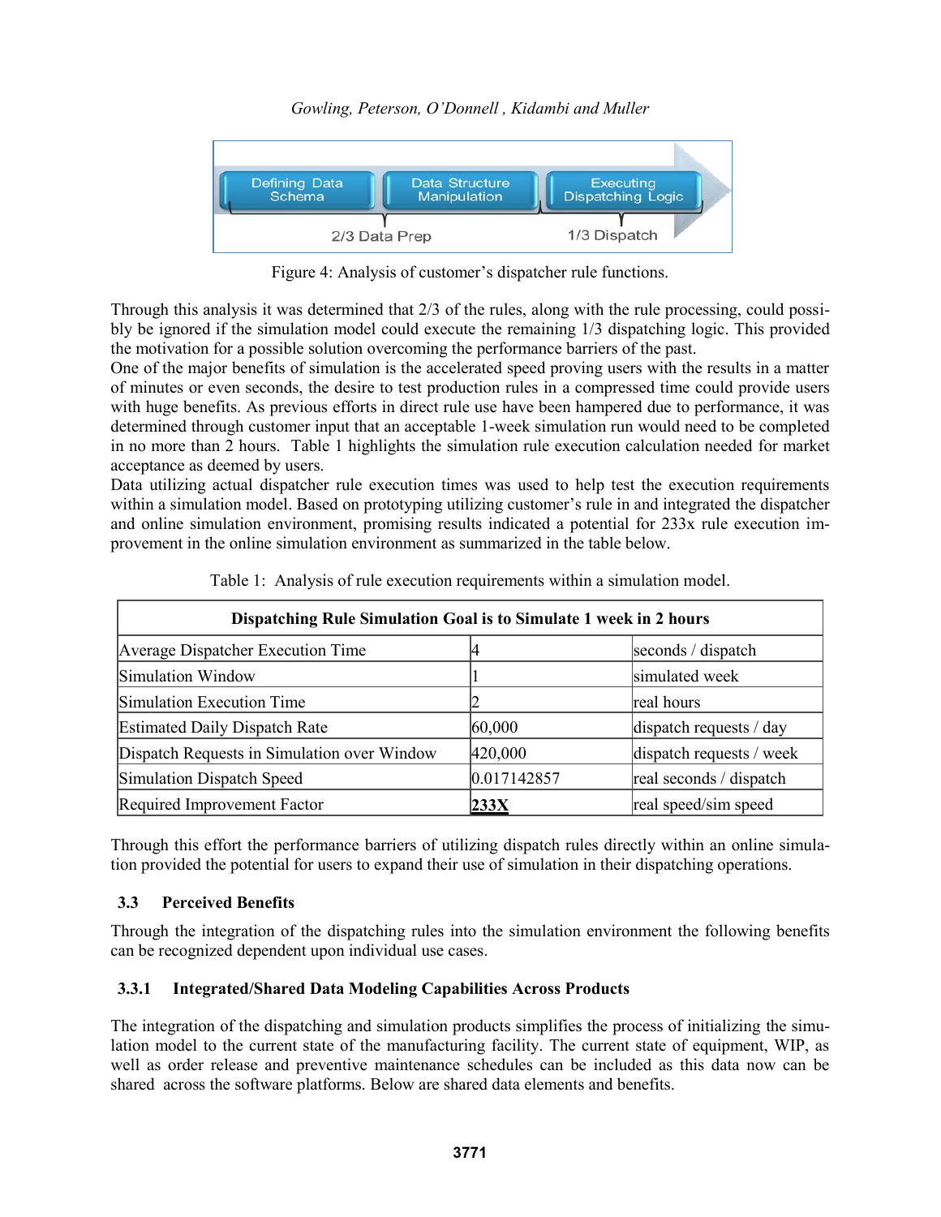Defining Data Schema

Data Structure Manipulation

Executing Dispatching Logic

2/3 Data Prep

1/3 Dispatch

Figure 4: Analysis of customer's dispatcher rule functions.

Through this analysis it was determined that 2/3 of the rules, along with the rule processing, could possibly be ignored if the simulation model could execute the remaining 1/3 dispatching logic. This provided the motivation for a possible solution overcoming the performance barriers of the past.

One of the major benefits of simulation is the accelerated speed proving users with the results in a matter of minutes or even seconds, the desire to test production rules in a compressed time could provide users with huge benefits. As previous efforts in direct rule use have been hampered due to performance, it was determined through customer input that an acceptable 1-week simulation run would need to be completed in no more than 2 hours. Table 1 highlights the simulation rule execution calculation needed for market acceptance as deemed by users.

Data utilizing actual dispatcher rule execution times was used to help test the execution requirements within a simulation model. Based on prototyping utilizing customer's rule in and integrated the dispatcher and online simulation environment, promising results indicated a potential for 233x rule execution improvement in the online simulation environment as summarized in the table below.

Table 1: Analysis of rule execution requirements within a simulation model.

| **Dispatching Rule Simulation Goal is to Simulate 1 week in 2 hours** | | |
|---|---|---|
| Average Dispatcher Execution Time | 4 | seconds / dispatch |
| Simulation Window | 1 | simulated week |
| Simulation Execution Time | 2 | real hours |
| Estimated Daily Dispatch Rate | 60,000 | dispatch requests / day |
| Dispatch Requests in Simulation over Window | 420,000 | dispatch requests / week |
| Simulation Dispatch Speed | 0.017142857 | real seconds / dispatch |
| Required Improvement Factor | **233X** | real speed/sim speed |

Through this effort the performance barriers of utilizing dispatch rules directly within an online simulation provided the potential for users to expand their use of simulation in their dispatching operations.

### 3.3 Perceived Benefits

Through the integration of the dispatching rules into the simulation environment the following benefits can be recognized dependent upon individual use cases.

#### 3.3.1 Integrated/Shared Data Modeling Capabilities Across Products

The integration of the dispatching and simulation products simplifies the process of initializing the simulation model to the current state of the manufacturing facility. The current state of equipment, WIP, as well as order release and preventive maintenance schedules can be included as this data now can be shared across the software platforms. Below are shared data elements and benefits.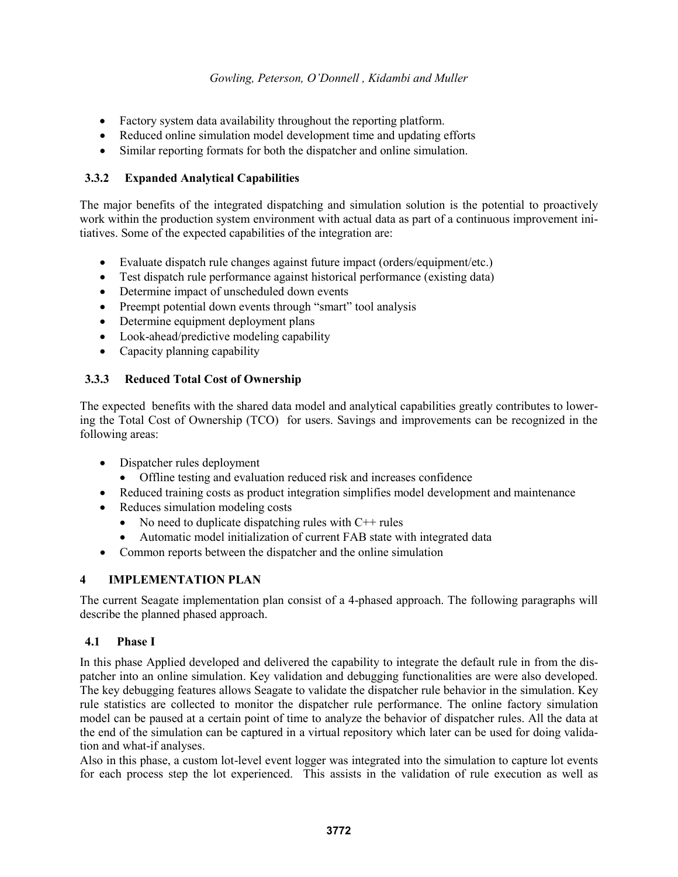- Factory system data availability throughout the reporting platform.
- Reduced online simulation model development time and updating efforts
- Similar reporting formats for both the dispatcher and online simulation.

### 3.3.2 Expanded Analytical Capabilities

The major benefits of the integrated dispatching and simulation solution is the potential to proactively work within the production system environment with actual data as part of a continuous improvement initiatives. Some of the expected capabilities of the integration are:

- Evaluate dispatch rule changes against future impact (orders/equipment/etc.)
- Test dispatch rule performance against historical performance (existing data)
- Determine impact of unscheduled down events
- Preempt potential down events through "smart" tool analysis
- Determine equipment deployment plans
- Look-ahead/predictive modeling capability
- Capacity planning capability

### 3.3.3 Reduced Total Cost of Ownership

The expected benefits with the shared data model and analytical capabilities greatly contributes to lowering the Total Cost of Ownership (TCO) for users. Savings and improvements can be recognized in the following areas:

- Dispatcher rules deployment
  - Offline testing and evaluation reduced risk and increases confidence
- Reduced training costs as product integration simplifies model development and maintenance
- Reduces simulation modeling costs
  - No need to duplicate dispatching rules with C++ rules
  - Automatic model initialization of current FAB state with integrated data
- Common reports between the dispatcher and the online simulation

## 4 IMPLEMENTATION PLAN

The current Seagate implementation plan consist of a 4-phased approach. The following paragraphs will describe the planned phased approach.

### 4.1 Phase I

In this phase Applied developed and delivered the capability to integrate the default rule in from the dispatcher into an online simulation. Key validation and debugging functionalities are were also developed. The key debugging features allows Seagate to validate the dispatcher rule behavior in the simulation. Key rule statistics are collected to monitor the dispatcher rule performance. The online factory simulation model can be paused at a certain point of time to analyze the behavior of dispatcher rules. All the data at the end of the simulation can be captured in a virtual repository which later can be used for doing validation and what-if analyses.

Also in this phase, a custom lot-level event logger was integrated into the simulation to capture lot events for each process step the lot experienced. This assists in the validation of rule execution as well as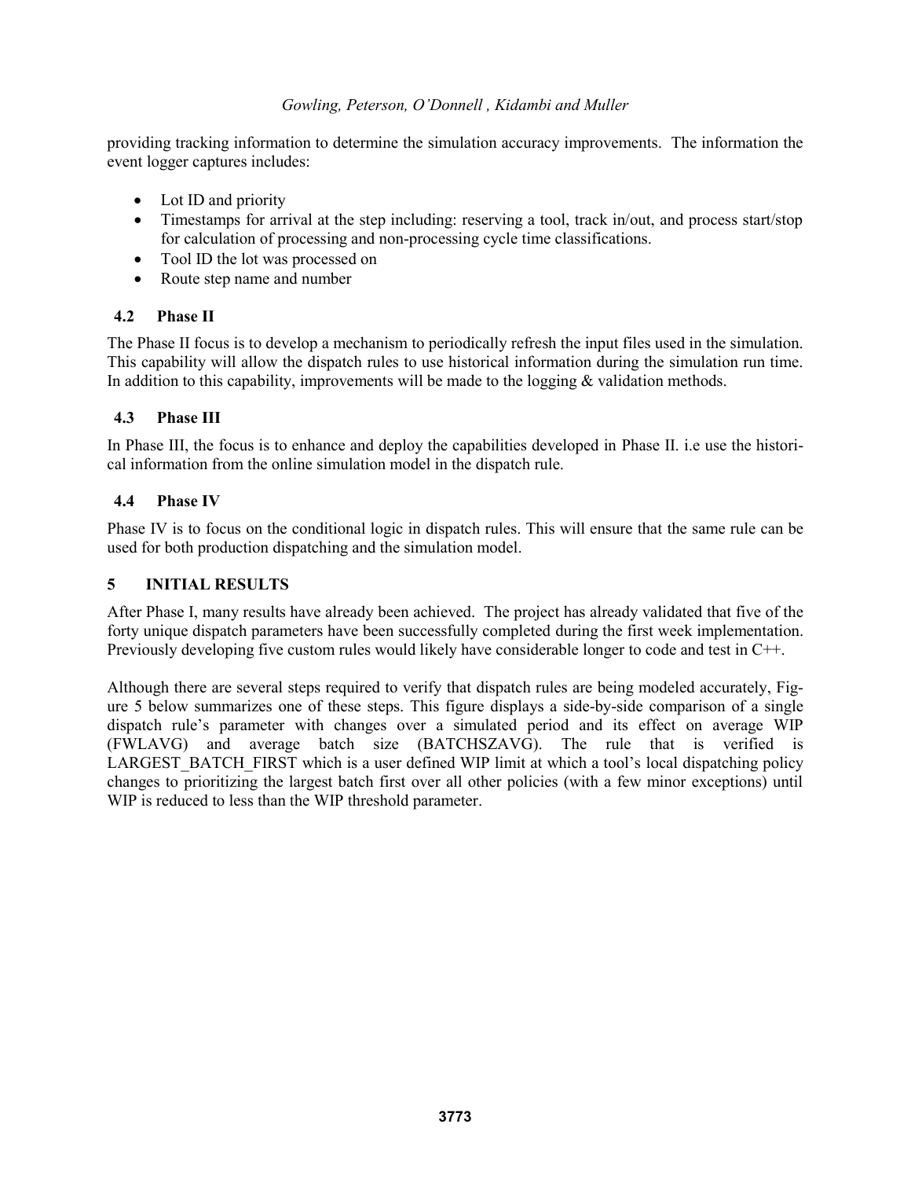providing tracking information to determine the simulation accuracy improvements. The information the event logger captures includes:

- Lot ID and priority
- Timestamps for arrival at the step including: reserving a tool, track in/out, and process start/stop for calculation of processing and non-processing cycle time classifications.
- Tool ID the lot was processed on
- Route step name and number

### 4.2 Phase II

The Phase II focus is to develop a mechanism to periodically refresh the input files used in the simulation. This capability will allow the dispatch rules to use historical information during the simulation run time. In addition to this capability, improvements will be made to the logging & validation methods.

### 4.3 Phase III

In Phase III, the focus is to enhance and deploy the capabilities developed in Phase II. i.e use the historical information from the online simulation model in the dispatch rule.

### 4.4 Phase IV

Phase IV is to focus on the conditional logic in dispatch rules. This will ensure that the same rule can be used for both production dispatching and the simulation model.

## 5 INITIAL RESULTS

After Phase I, many results have already been achieved. The project has already validated that five of the forty unique dispatch parameters have been successfully completed during the first week implementation. Previously developing five custom rules would likely have considerable longer to code and test in C++.

Although there are several steps required to verify that dispatch rules are being modeled accurately, Figure 5 below summarizes one of these steps. This figure displays a side-by-side comparison of a single dispatch rule's parameter with changes over a simulated period and its effect on average WIP (FWLAVG) and average batch size (BATCHSZAVG). The rule that is verified is LARGEST_BATCH_FIRST which is a user defined WIP limit at which a tool's local dispatching policy changes to prioritizing the largest batch first over all other policies (with a few minor exceptions) until WIP is reduced to less than the WIP threshold parameter.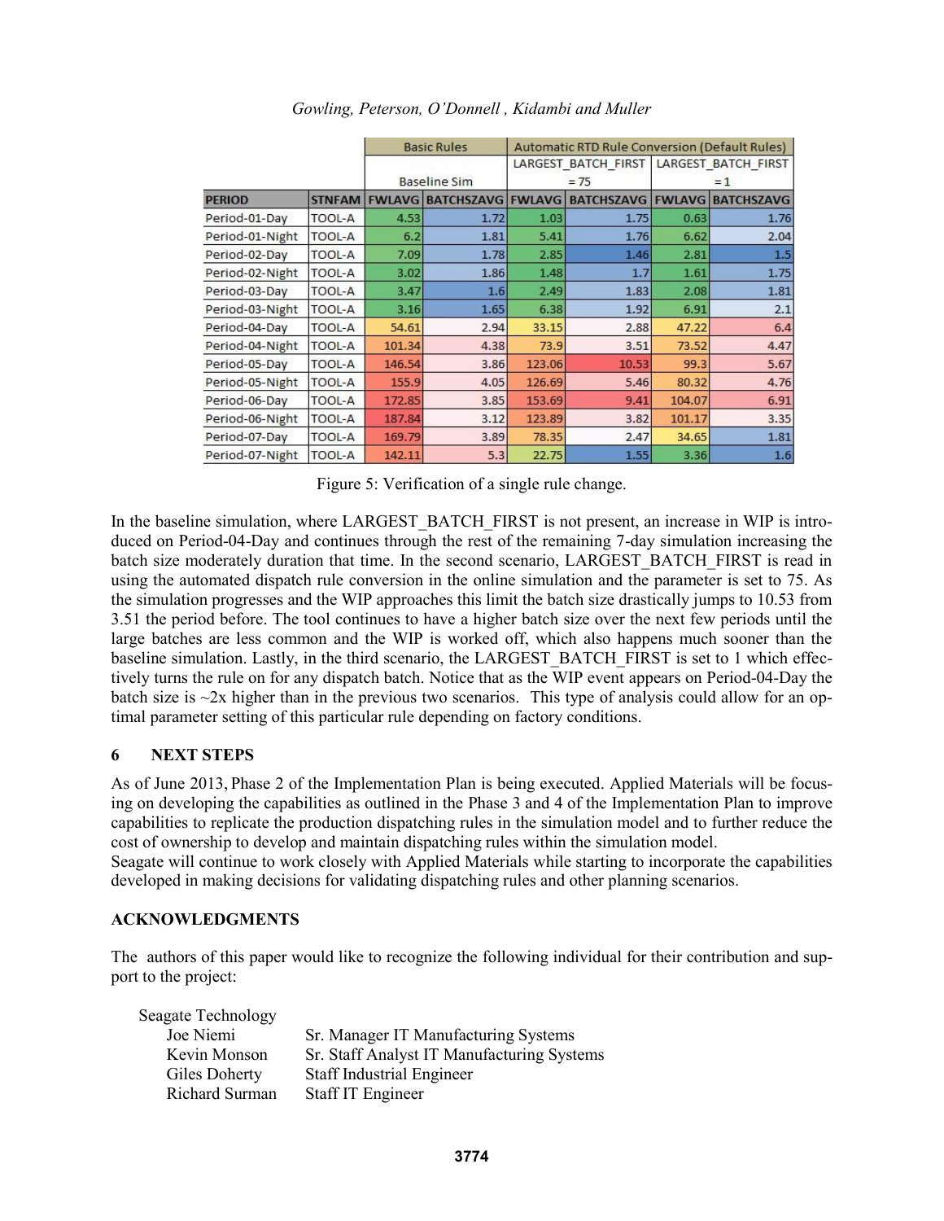| | | Basic Rules | | Automatic RTD Rule Conversion (Default Rules) | | | |
|---|---|---|---|---|---|---|---|
| | | Baseline Sim | | LARGEST_BATCH_FIRST = 75 | | LARGEST_BATCH_FIRST = 1 | |
| PERIOD | STNFAM | FWLAVG | BATCHSZAVG | FWLAVG | BATCHSZAVG | FWLAVG | BATCHSZAVG |
| Period-01-Day | TOOL-A | 4.53 | 1.72 | 1.03 | 1.75 | 0.63 | 1.76 |
| Period-01-Night | TOOL-A | 6.2 | 1.81 | 5.41 | 1.76 | 6.62 | 2.04 |
| Period-02-Day | TOOL-A | 7.09 | 1.78 | 2.85 | 1.46 | 2.81 | 1.5 |
| Period-02-Night | TOOL-A | 3.02 | 1.86 | 1.48 | 1.7 | 1.61 | 1.75 |
| Period-03-Day | TOOL-A | 3.47 | 1.6 | 2.49 | 1.83 | 2.08 | 1.81 |
| Period-03-Night | TOOL-A | 3.16 | 1.65 | 6.38 | 1.92 | 6.91 | 2.1 |
| Period-04-Day | TOOL-A | 54.61 | 2.94 | 33.15 | 2.88 | 47.22 | 6.4 |
| Period-04-Night | TOOL-A | 101.34 | 4.38 | 73.9 | 3.51 | 73.52 | 4.47 |
| Period-05-Day | TOOL-A | 146.54 | 3.86 | 123.06 | 10.53 | 99.3 | 5.67 |
| Period-05-Night | TOOL-A | 155.9 | 4.05 | 126.69 | 5.46 | 80.32 | 4.76 |
| Period-06-Day | TOOL-A | 172.85 | 3.85 | 153.69 | 9.41 | 104.07 | 6.91 |
| Period-06-Night | TOOL-A | 187.84 | 3.12 | 123.89 | 3.82 | 101.17 | 3.35 |
| Period-07-Day | TOOL-A | 169.79 | 3.89 | 78.35 | 2.47 | 34.65 | 1.81 |
| Period-07-Night | TOOL-A | 142.11 | 5.3 | 22.75 | 1.55 | 3.36 | 1.6 |

Figure 5: Verification of a single rule change.

In the baseline simulation, where LARGEST_BATCH_FIRST is not present, an increase in WIP is introduced on Period-04-Day and continues through the rest of the remaining 7-day simulation increasing the batch size moderately duration that time. In the second scenario, LARGEST_BATCH_FIRST is read in using the automated dispatch rule conversion in the online simulation and the parameter is set to 75. As the simulation progresses and the WIP approaches this limit the batch size drastically jumps to 10.53 from 3.51 the period before. The tool continues to have a higher batch size over the next few periods until the large batches are less common and the WIP is worked off, which also happens much sooner than the baseline simulation. Lastly, in the third scenario, the LARGEST_BATCH_FIRST is set to 1 which effectively turns the rule on for any dispatch batch. Notice that as the WIP event appears on Period-04-Day the batch size is ~2x higher than in the previous two scenarios. This type of analysis could allow for an optimal parameter setting of this particular rule depending on factory conditions.

## 6 NEXT STEPS

As of June 2013, Phase 2 of the Implementation Plan is being executed. Applied Materials will be focusing on developing the capabilities as outlined in the Phase 3 and 4 of the Implementation Plan to improve capabilities to replicate the production dispatching rules in the simulation model and to further reduce the cost of ownership to develop and maintain dispatching rules within the simulation model.

Seagate will continue to work closely with Applied Materials while starting to incorporate the capabilities developed in making decisions for validating dispatching rules and other planning scenarios.

## ACKNOWLEDGMENTS

The authors of this paper would like to recognize the following individual for their contribution and support to the project:

Seagate Technology

| | |
|---|---|
| Joe Niemi | Sr. Manager IT Manufacturing Systems |
| Kevin Monson | Sr. Staff Analyst IT Manufacturing Systems |
| Giles Doherty | Staff Industrial Engineer |
| Richard Surman | Staff IT Engineer |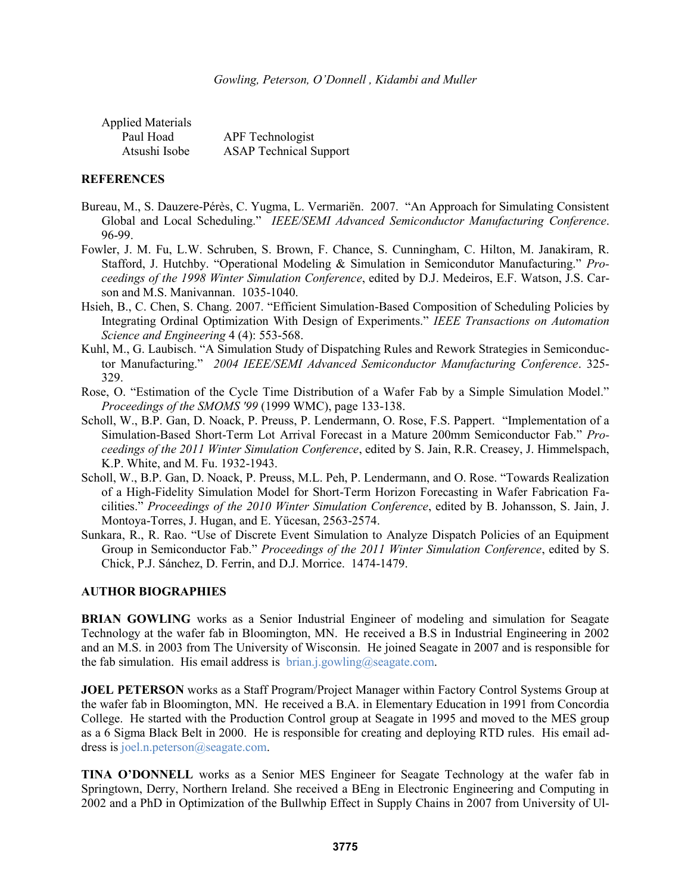Applied Materials

| | |
|---|---|
| Paul Hoad | APF Technologist |
| Atsushi Isobe | ASAP Technical Support |

## REFERENCES

Bureau, M., S. Dauzere-Pérès, C. Yugma, L. Vermariën. 2007. "An Approach for Simulating Consistent Global and Local Scheduling." *IEEE/SEMI Advanced Semiconductor Manufacturing Conference*. 96-99.

Fowler, J. M. Fu, L.W. Schruben, S. Brown, F. Chance, S. Cunningham, C. Hilton, M. Janakiram, R. Stafford, J. Hutchby. "Operational Modeling & Simulation in Semicondutor Manufacturing." *Proceedings of the 1998 Winter Simulation Conference*, edited by D.J. Medeiros, E.F. Watson, J.S. Carson and M.S. Manivannan. 1035-1040.

Hsieh, B., C. Chen, S. Chang. 2007. "Efficient Simulation-Based Composition of Scheduling Policies by Integrating Ordinal Optimization With Design of Experiments." *IEEE Transactions on Automation Science and Engineering* 4 (4): 553-568.

Kuhl, M., G. Laubisch. "A Simulation Study of Dispatching Rules and Rework Strategies in Semiconductor Manufacturing." *2004 IEEE/SEMI Advanced Semiconductor Manufacturing Conference*. 325-329.

Rose, O. "Estimation of the Cycle Time Distribution of a Wafer Fab by a Simple Simulation Model." *Proceedings of the SMOMS '99* (1999 WMC), page 133-138.

Scholl, W., B.P. Gan, D. Noack, P. Preuss, P. Lendermann, O. Rose, F.S. Pappert. "Implementation of a Simulation-Based Short-Term Lot Arrival Forecast in a Mature 200mm Semiconductor Fab." *Proceedings of the 2011 Winter Simulation Conference*, edited by S. Jain, R.R. Creasey, J. Himmelspach, K.P. White, and M. Fu. 1932-1943.

Scholl, W., B.P. Gan, D. Noack, P. Preuss, M.L. Peh, P. Lendermann, and O. Rose. "Towards Realization of a High-Fidelity Simulation Model for Short-Term Horizon Forecasting in Wafer Fabrication Facilities." *Proceedings of the 2010 Winter Simulation Conference*, edited by B. Johansson, S. Jain, J. Montoya-Torres, J. Hugan, and E. Yücesan, 2563-2574.

Sunkara, R., R. Rao. "Use of Discrete Event Simulation to Analyze Dispatch Policies of an Equipment Group in Semiconductor Fab." *Proceedings of the 2011 Winter Simulation Conference*, edited by S. Chick, P.J. Sánchez, D. Ferrin, and D.J. Morrice. 1474-1479.

## AUTHOR BIOGRAPHIES

**BRIAN GOWLING** works as a Senior Industrial Engineer of modeling and simulation for Seagate Technology at the wafer fab in Bloomington, MN. He received a B.S in Industrial Engineering in 2002 and an M.S. in 2003 from The University of Wisconsin. He joined Seagate in 2007 and is responsible for the fab simulation. His email address is brian.j.gowling@seagate.com.

**JOEL PETERSON** works as a Staff Program/Project Manager within Factory Control Systems Group at the wafer fab in Bloomington, MN. He received a B.A. in Elementary Education in 1991 from Concordia College. He started with the Production Control group at Seagate in 1995 and moved to the MES group as a 6 Sigma Black Belt in 2000. He is responsible for creating and deploying RTD rules. His email address is joel.n.peterson@seagate.com.

**TINA O'DONNELL** works as a Senior MES Engineer for Seagate Technology at the wafer fab in Springtown, Derry, Northern Ireland. She received a BEng in Electronic Engineering and Computing in 2002 and a PhD in Optimization of the Bullwhip Effect in Supply Chains in 2007 from University of Ul-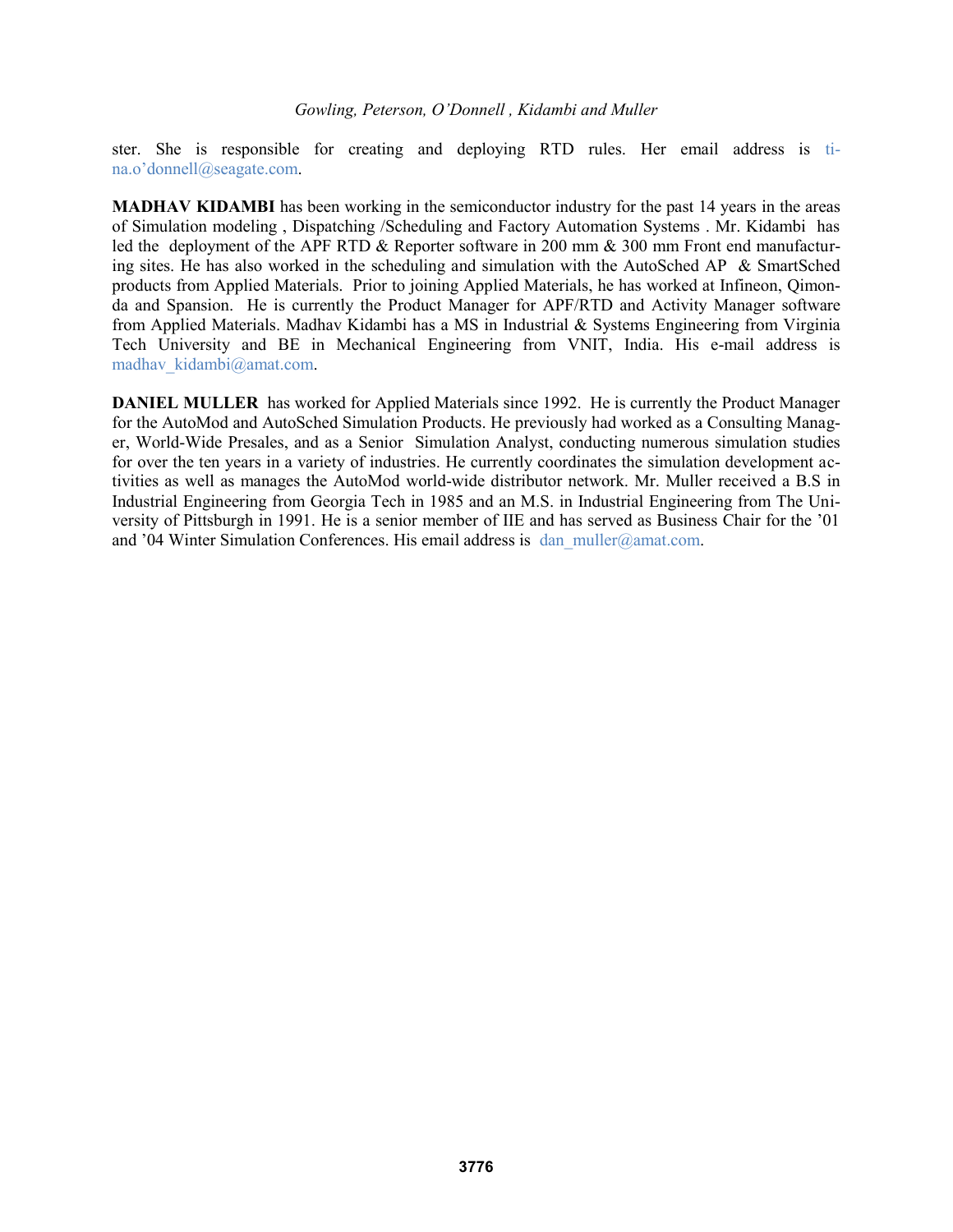ster. She is responsible for creating and deploying RTD rules. Her email address is tina.o'donnell@seagate.com.

**MADHAV KIDAMBI** has been working in the semiconductor industry for the past 14 years in the areas of Simulation modeling , Dispatching /Scheduling and Factory Automation Systems . Mr. Kidambi has led the deployment of the APF RTD & Reporter software in 200 mm & 300 mm Front end manufacturing sites. He has also worked in the scheduling and simulation with the AutoSched AP & SmartSched products from Applied Materials. Prior to joining Applied Materials, he has worked at Infineon, Qimonda and Spansion. He is currently the Product Manager for APF/RTD and Activity Manager software from Applied Materials. Madhav Kidambi has a MS in Industrial & Systems Engineering from Virginia Tech University and BE in Mechanical Engineering from VNIT, India. His e-mail address is madhav_kidambi@amat.com.

**DANIEL MULLER** has worked for Applied Materials since 1992. He is currently the Product Manager for the AutoMod and AutoSched Simulation Products. He previously had worked as a Consulting Manager, World-Wide Presales, and as a Senior Simulation Analyst, conducting numerous simulation studies for over the ten years in a variety of industries. He currently coordinates the simulation development activities as well as manages the AutoMod world-wide distributor network. Mr. Muller received a B.S in Industrial Engineering from Georgia Tech in 1985 and an M.S. in Industrial Engineering from The University of Pittsburgh in 1991. He is a senior member of IIE and has served as Business Chair for the '01 and '04 Winter Simulation Conferences. His email address is dan_muller@amat.com.